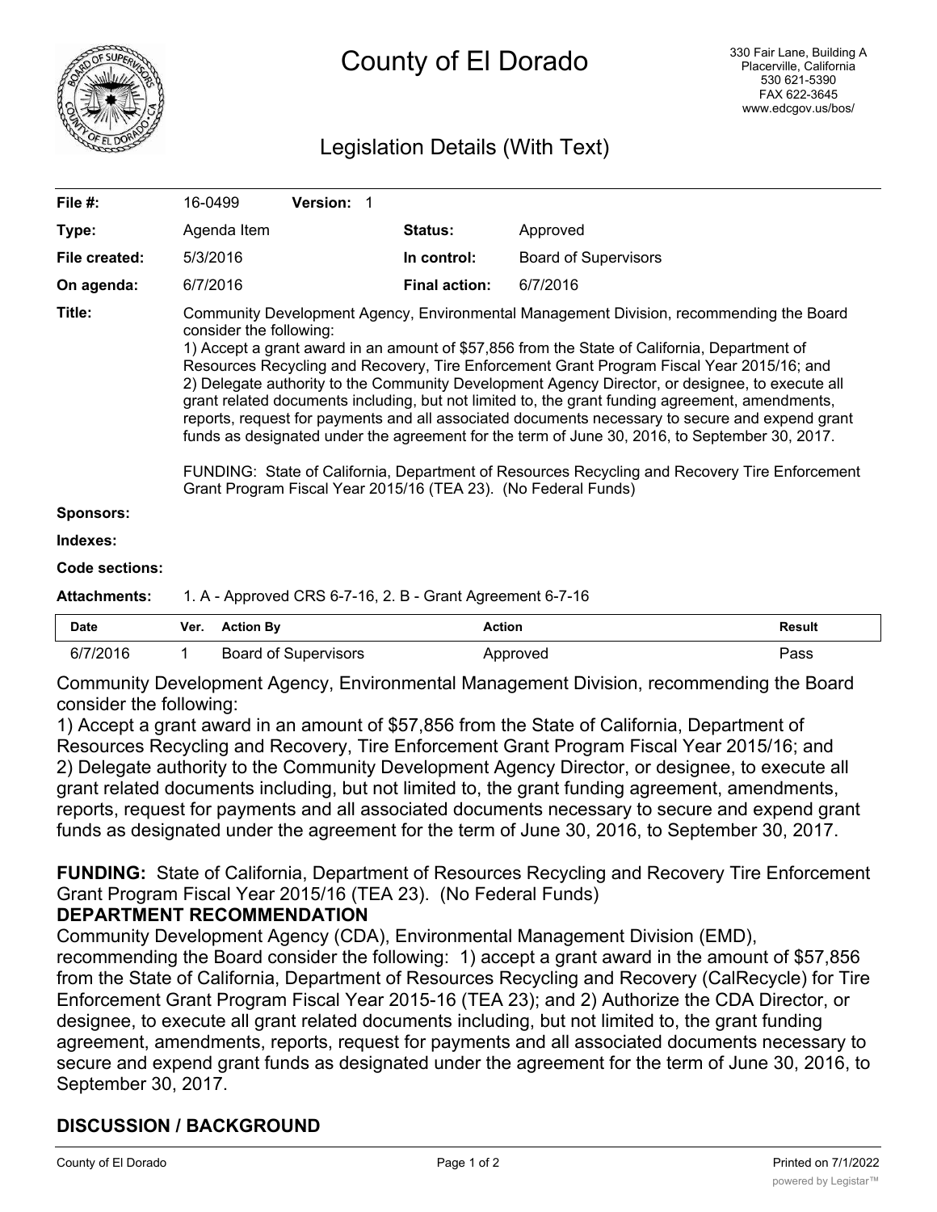# County of El Dorado

330 Fair Lane, Building A
Placerville, California
530 621-5390
FAX 622-3645
www.edcgov.us/bos/

## Legislation Details (With Text)

| | | | |
|---|---|---|---|
| **File #:** | 16-0499 **Version:** 1 | | |
| **Type:** | Agenda Item | **Status:** | Approved |
| **File created:** | 5/3/2016 | **In control:** | Board of Supervisors |
| **On agenda:** | 6/7/2016 | **Final action:** | 6/7/2016 |

**Title:** Community Development Agency, Environmental Management Division, recommending the Board consider the following:
1) Accept a grant award in an amount of $57,856 from the State of California, Department of Resources Recycling and Recovery, Tire Enforcement Grant Program Fiscal Year 2015/16; and
2) Delegate authority to the Community Development Agency Director, or designee, to execute all grant related documents including, but not limited to, the grant funding agreement, amendments, reports, request for payments and all associated documents necessary to secure and expend grant funds as designated under the agreement for the term of June 30, 2016, to September 30, 2017.

FUNDING: State of California, Department of Resources Recycling and Recovery Tire Enforcement Grant Program Fiscal Year 2015/16 (TEA 23). (No Federal Funds)

**Sponsors:**

**Indexes:**

**Code sections:**

**Attachments:** 1. A - Approved CRS 6-7-16, 2. B - Grant Agreement 6-7-16

| Date | Ver. | Action By | Action | Result |
|---|---|---|---|---|
| 6/7/2016 | 1 | Board of Supervisors | Approved | Pass |

Community Development Agency, Environmental Management Division, recommending the Board consider the following:
1) Accept a grant award in an amount of $57,856 from the State of California, Department of Resources Recycling and Recovery, Tire Enforcement Grant Program Fiscal Year 2015/16; and
2) Delegate authority to the Community Development Agency Director, or designee, to execute all grant related documents including, but not limited to, the grant funding agreement, amendments, reports, request for payments and all associated documents necessary to secure and expend grant funds as designated under the agreement for the term of June 30, 2016, to September 30, 2017.

**FUNDING:** State of California, Department of Resources Recycling and Recovery Tire Enforcement Grant Program Fiscal Year 2015/16 (TEA 23). (No Federal Funds)

**DEPARTMENT RECOMMENDATION**

Community Development Agency (CDA), Environmental Management Division (EMD), recommending the Board consider the following: 1) accept a grant award in the amount of $57,856 from the State of California, Department of Resources Recycling and Recovery (CalRecycle) for Tire Enforcement Grant Program Fiscal Year 2015-16 (TEA 23); and 2) Authorize the CDA Director, or designee, to execute all grant related documents including, but not limited to, the grant funding agreement, amendments, reports, request for payments and all associated documents necessary to secure and expend grant funds as designated under the agreement for the term of June 30, 2016, to September 30, 2017.

## DISCUSSION / BACKGROUND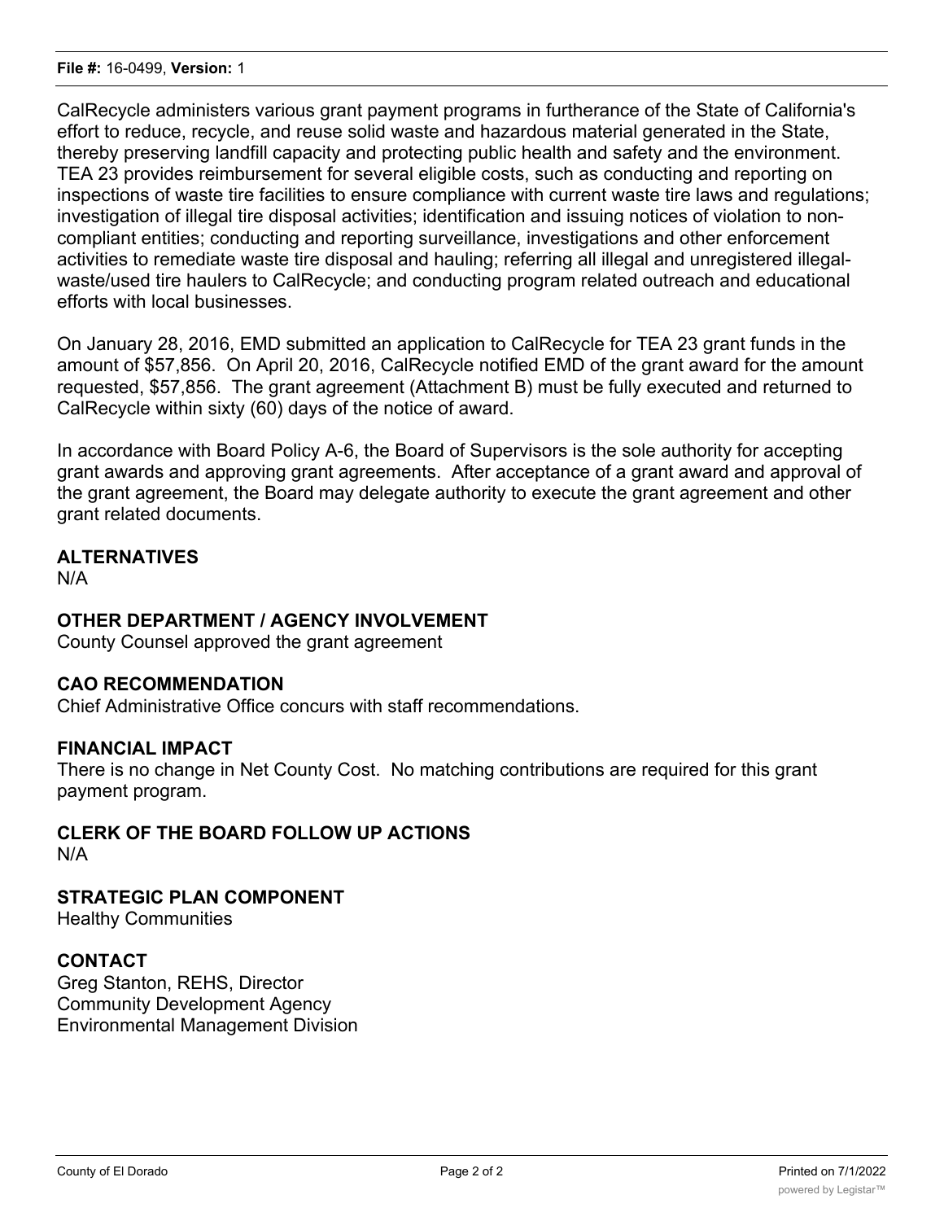CalRecycle administers various grant payment programs in furtherance of the State of California's effort to reduce, recycle, and reuse solid waste and hazardous material generated in the State, thereby preserving landfill capacity and protecting public health and safety and the environment. TEA 23 provides reimbursement for several eligible costs, such as conducting and reporting on inspections of waste tire facilities to ensure compliance with current waste tire laws and regulations; investigation of illegal tire disposal activities; identification and issuing notices of violation to non-compliant entities; conducting and reporting surveillance, investigations and other enforcement activities to remediate waste tire disposal and hauling; referring all illegal and unregistered illegal-waste/used tire haulers to CalRecycle; and conducting program related outreach and educational efforts with local businesses.

On January 28, 2016, EMD submitted an application to CalRecycle for TEA 23 grant funds in the amount of $57,856. On April 20, 2016, CalRecycle notified EMD of the grant award for the amount requested, $57,856. The grant agreement (Attachment B) must be fully executed and returned to CalRecycle within sixty (60) days of the notice of award.

In accordance with Board Policy A-6, the Board of Supervisors is the sole authority for accepting grant awards and approving grant agreements. After acceptance of a grant award and approval of the grant agreement, the Board may delegate authority to execute the grant agreement and other grant related documents.

## ALTERNATIVES

N/A

## OTHER DEPARTMENT / AGENCY INVOLVEMENT

County Counsel approved the grant agreement

## CAO RECOMMENDATION

Chief Administrative Office concurs with staff recommendations.

## FINANCIAL IMPACT

There is no change in Net County Cost. No matching contributions are required for this grant payment program.

## CLERK OF THE BOARD FOLLOW UP ACTIONS

N/A

## STRATEGIC PLAN COMPONENT

Healthy Communities

## CONTACT

Greg Stanton, REHS, Director
Community Development Agency
Environmental Management Division